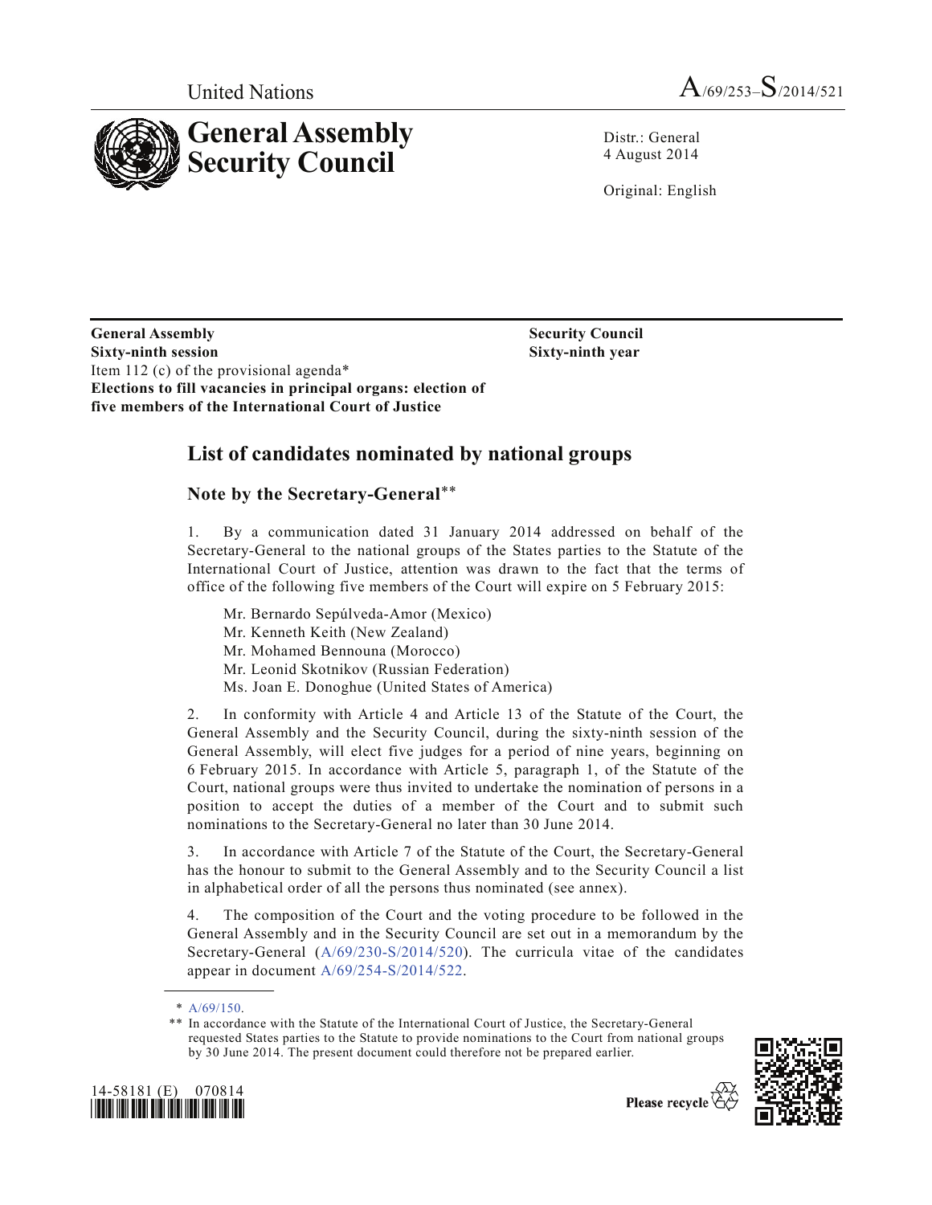United Nations

A/69/253–S/2014/521

# General Assembly Security Council

Distr.: General
4 August 2014

Original: English

**General Assembly**
**Sixty-ninth session**
Item 112 (c) of the provisional agenda*
**Elections to fill vacancies in principal organs: election of five members of the International Court of Justice**

**Security Council**
**Sixty-ninth year**

## List of candidates nominated by national groups

### Note by the Secretary-General**

1. By a communication dated 31 January 2014 addressed on behalf of the Secretary-General to the national groups of the States parties to the Statute of the International Court of Justice, attention was drawn to the fact that the terms of office of the following five members of the Court will expire on 5 February 2015:

Mr. Bernardo Sepúlveda-Amor (Mexico)
Mr. Kenneth Keith (New Zealand)
Mr. Mohamed Bennouna (Morocco)
Mr. Leonid Skotnikov (Russian Federation)
Ms. Joan E. Donoghue (United States of America)

2. In conformity with Article 4 and Article 13 of the Statute of the Court, the General Assembly and the Security Council, during the sixty-ninth session of the General Assembly, will elect five judges for a period of nine years, beginning on 6 February 2015. In accordance with Article 5, paragraph 1, of the Statute of the Court, national groups were thus invited to undertake the nomination of persons in a position to accept the duties of a member of the Court and to submit such nominations to the Secretary-General no later than 30 June 2014.

3. In accordance with Article 7 of the Statute of the Court, the Secretary-General has the honour to submit to the General Assembly and to the Security Council a list in alphabetical order of all the persons thus nominated (see annex).

4. The composition of the Court and the voting procedure to be followed in the General Assembly and in the Security Council are set out in a memorandum by the Secretary-General (A/69/230-S/2014/520). The curricula vitae of the candidates appear in document A/69/254-S/2014/522.

\* A/69/150.

\*\* In accordance with the Statute of the International Court of Justice, the Secretary-General requested States parties to the Statute to provide nominations to the Court from national groups by 30 June 2014. The present document could therefore not be prepared earlier.

14-58181 (E) 070814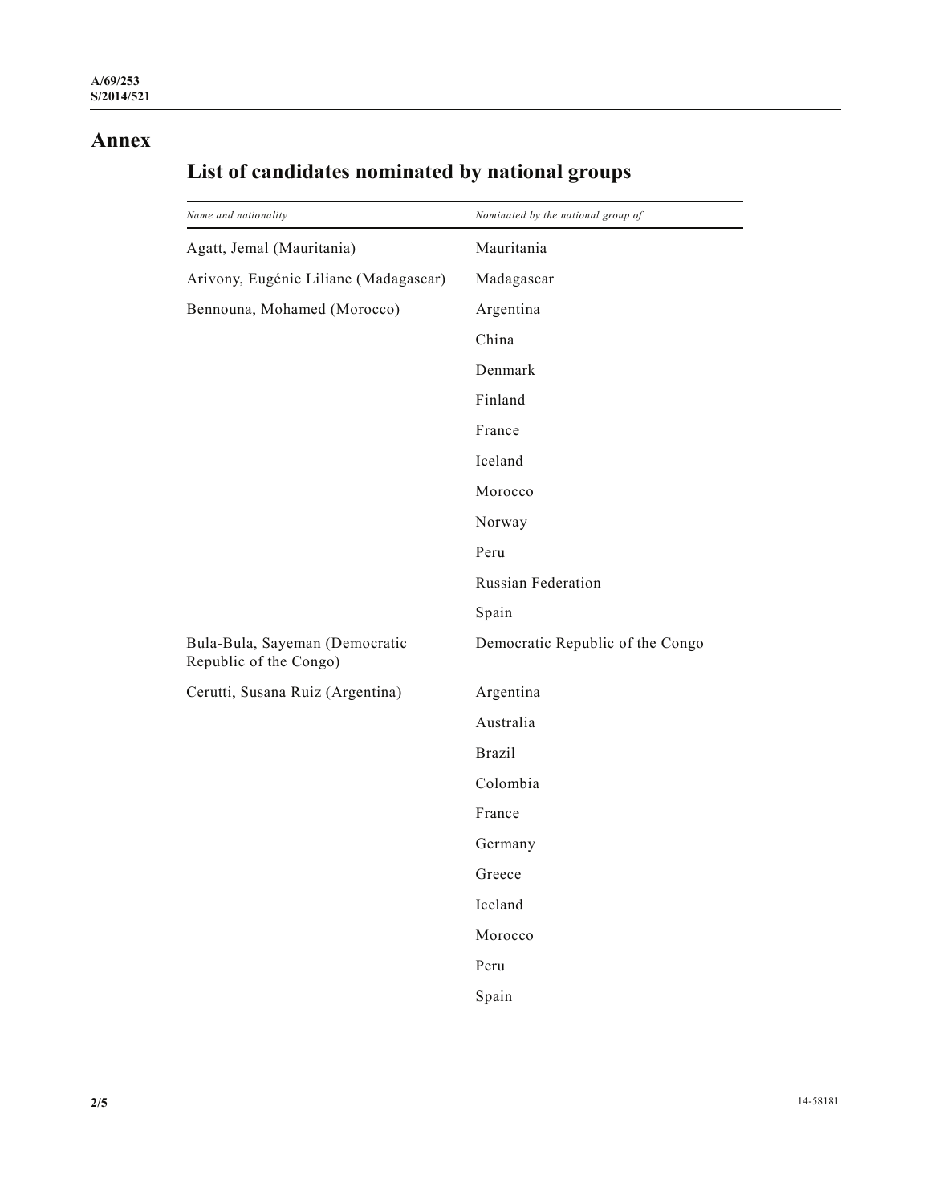# Annex

## List of candidates nominated by national groups

| *Name and nationality* | *Nominated by the national group of* |
|---|---|
| Agatt, Jemal (Mauritania) | Mauritania |
| Arivony, Eugénie Liliane (Madagascar) | Madagascar |
| Bennouna, Mohamed (Morocco) | Argentina |
| | China |
| | Denmark |
| | Finland |
| | France |
| | Iceland |
| | Morocco |
| | Norway |
| | Peru |
| | Russian Federation |
| | Spain |
| Bula-Bula, Sayeman (Democratic Republic of the Congo) | Democratic Republic of the Congo |
| Cerutti, Susana Ruiz (Argentina) | Argentina |
| | Australia |
| | Brazil |
| | Colombia |
| | France |
| | Germany |
| | Greece |
| | Iceland |
| | Morocco |
| | Peru |
| | Spain |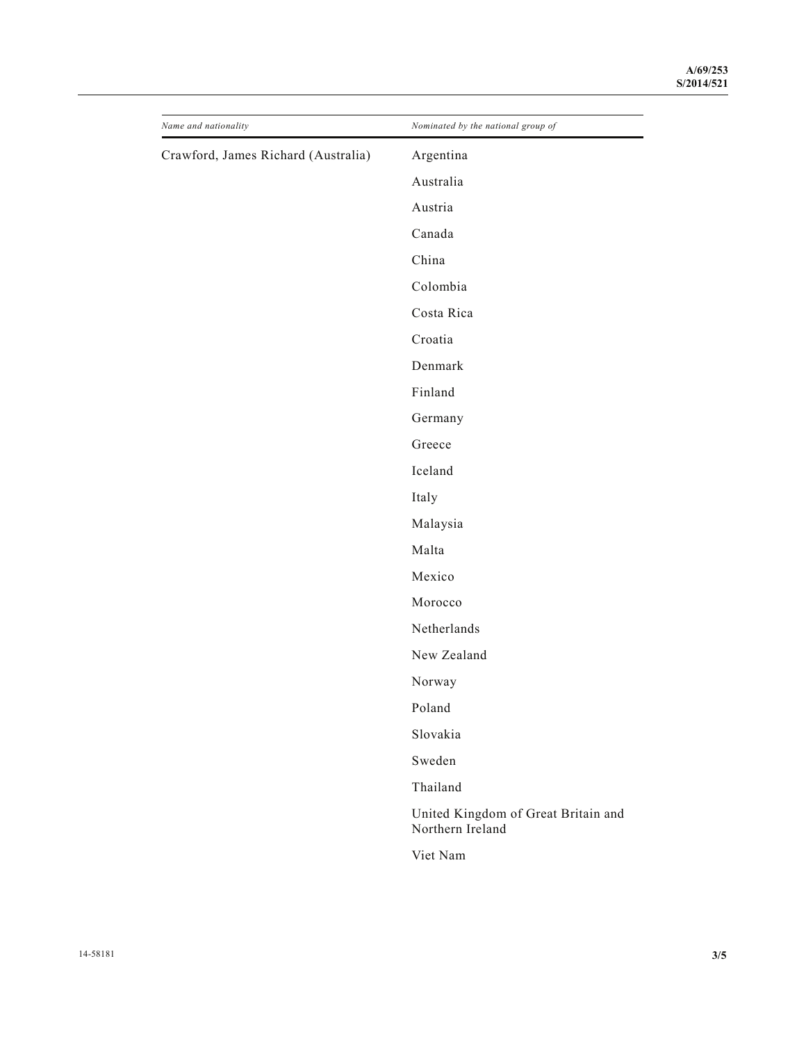| *Name and nationality* | *Nominated by the national group of* |
|---|---|
| Crawford, James Richard (Australia) | Argentina |
| | Australia |
| | Austria |
| | Canada |
| | China |
| | Colombia |
| | Costa Rica |
| | Croatia |
| | Denmark |
| | Finland |
| | Germany |
| | Greece |
| | Iceland |
| | Italy |
| | Malaysia |
| | Malta |
| | Mexico |
| | Morocco |
| | Netherlands |
| | New Zealand |
| | Norway |
| | Poland |
| | Slovakia |
| | Sweden |
| | Thailand |
| | United Kingdom of Great Britain and Northern Ireland |
| | Viet Nam |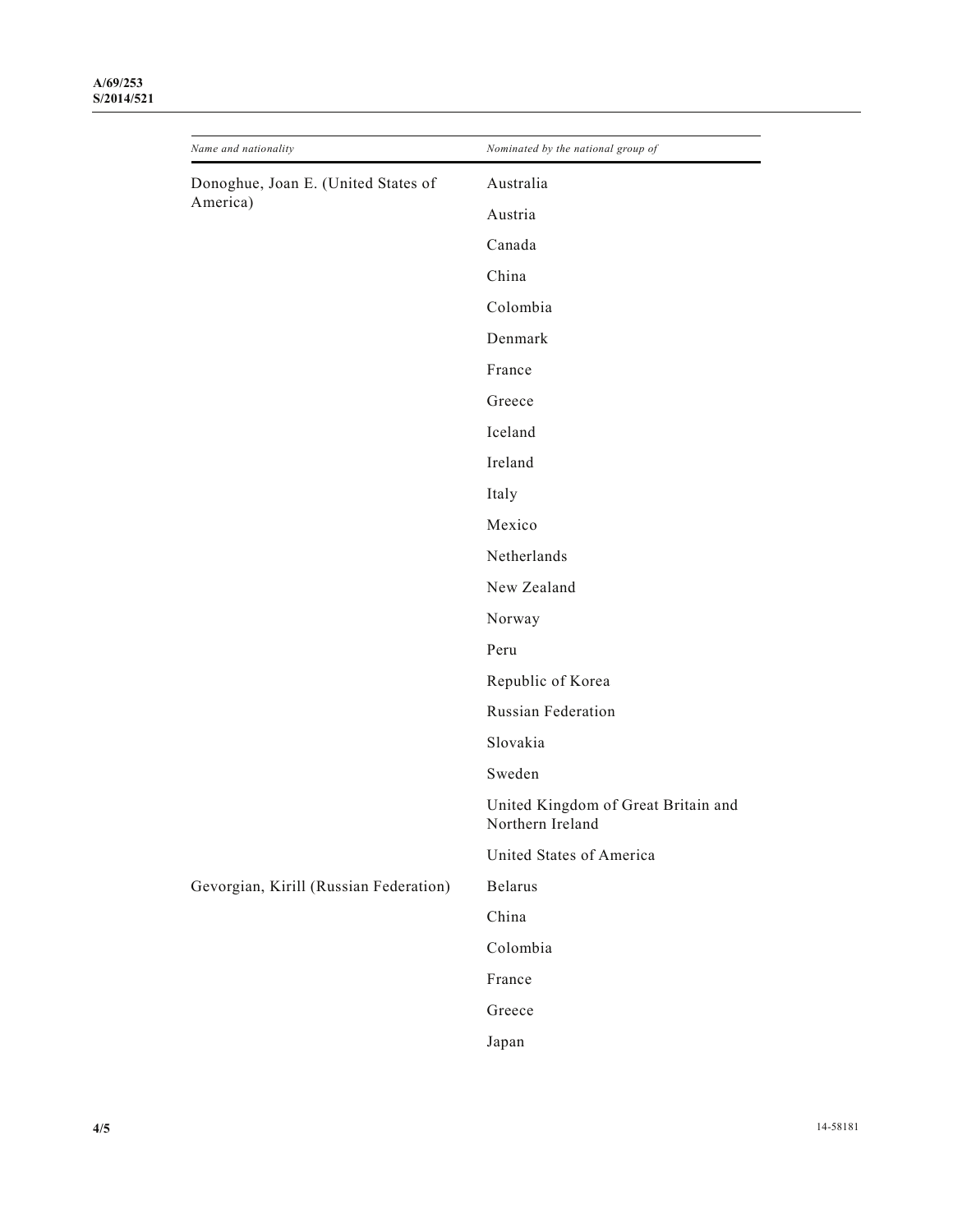| *Name and nationality* | *Nominated by the national group of* |
| --- | --- |
| Donoghue, Joan E. (United States of America) | Australia |
| | Austria |
| | Canada |
| | China |
| | Colombia |
| | Denmark |
| | France |
| | Greece |
| | Iceland |
| | Ireland |
| | Italy |
| | Mexico |
| | Netherlands |
| | New Zealand |
| | Norway |
| | Peru |
| | Republic of Korea |
| | Russian Federation |
| | Slovakia |
| | Sweden |
| | United Kingdom of Great Britain and Northern Ireland |
| | United States of America |
| Gevorgian, Kirill (Russian Federation) | Belarus |
| | China |
| | Colombia |
| | France |
| | Greece |
| | Japan |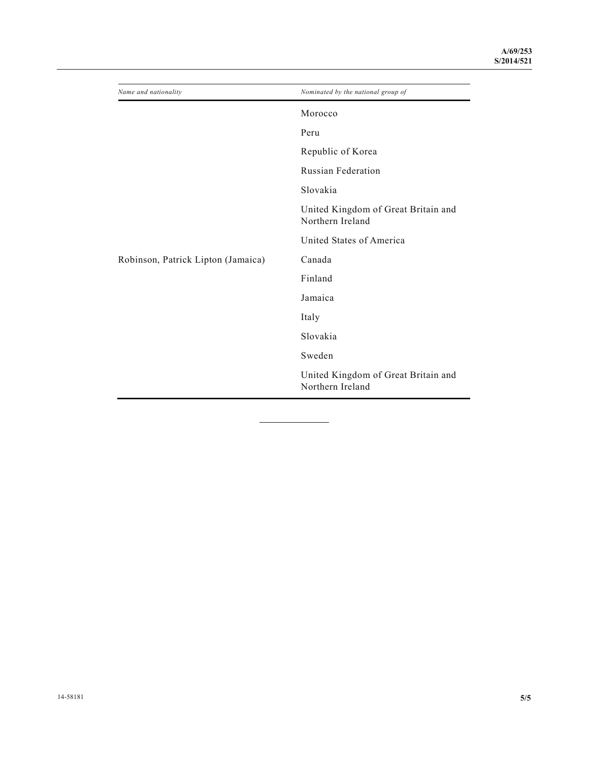| *Name and nationality* | *Nominated by the national group of* |
| --- | --- |
| | Morocco |
| | Peru |
| | Republic of Korea |
| | Russian Federation |
| | Slovakia |
| | United Kingdom of Great Britain and Northern Ireland |
| | United States of America |
| Robinson, Patrick Lipton (Jamaica) | Canada |
| | Finland |
| | Jamaica |
| | Italy |
| | Slovakia |
| | Sweden |
| | United Kingdom of Great Britain and Northern Ireland |